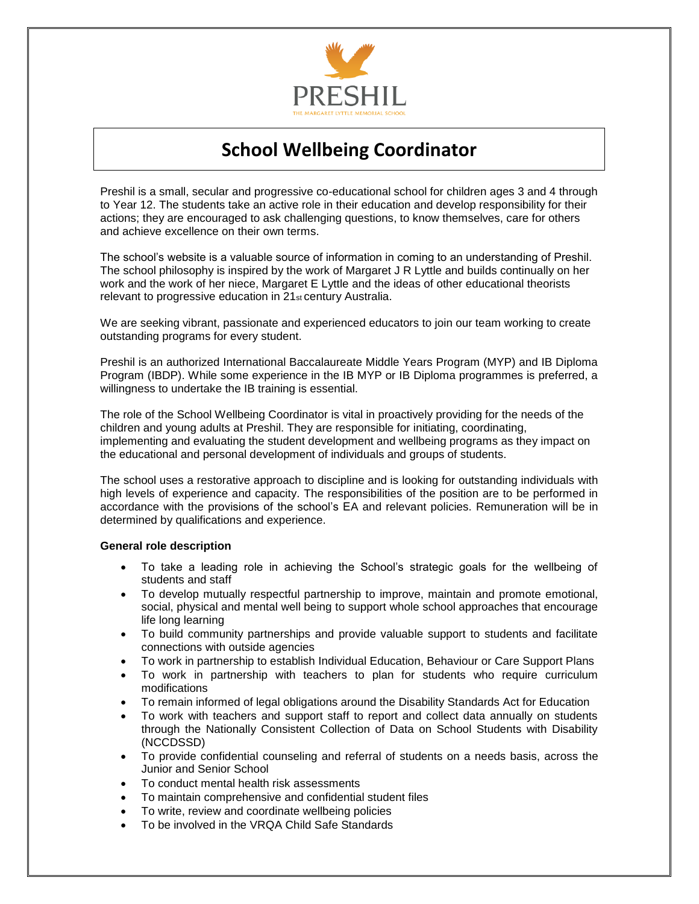PRESHIL

THE MARGARET LYTTLE MEMORIAL SCHOOL

# School Wellbeing Coordinator

Preshil is a small, secular and progressive co-educational school for children ages 3 and 4 through to Year 12. The students take an active role in their education and develop responsibility for their actions; they are encouraged to ask challenging questions, to know themselves, care for others and achieve excellence on their own terms.

The school's website is a valuable source of information in coming to an understanding of Preshil. The school philosophy is inspired by the work of Margaret J R Lyttle and builds continually on her work and the work of her niece, Margaret E Lyttle and the ideas of other educational theorists relevant to progressive education in 21st century Australia.

We are seeking vibrant, passionate and experienced educators to join our team working to create outstanding programs for every student.

Preshil is an authorized International Baccalaureate Middle Years Program (MYP) and IB Diploma Program (IBDP). While some experience in the IB MYP or IB Diploma programmes is preferred, a willingness to undertake the IB training is essential.

The role of the School Wellbeing Coordinator is vital in proactively providing for the needs of the children and young adults at Preshil. They are responsible for initiating, coordinating, implementing and evaluating the student development and wellbeing programs as they impact on the educational and personal development of individuals and groups of students.

The school uses a restorative approach to discipline and is looking for outstanding individuals with high levels of experience and capacity. The responsibilities of the position are to be performed in accordance with the provisions of the school's EA and relevant policies. Remuneration will be in determined by qualifications and experience.

**General role description**

- To take a leading role in achieving the School's strategic goals for the wellbeing of students and staff
- To develop mutually respectful partnership to improve, maintain and promote emotional, social, physical and mental well being to support whole school approaches that encourage life long learning
- To build community partnerships and provide valuable support to students and facilitate connections with outside agencies
- To work in partnership to establish Individual Education, Behaviour or Care Support Plans
- To work in partnership with teachers to plan for students who require curriculum modifications
- To remain informed of legal obligations around the Disability Standards Act for Education
- To work with teachers and support staff to report and collect data annually on students through the Nationally Consistent Collection of Data on School Students with Disability (NCCDSSD)
- To provide confidential counseling and referral of students on a needs basis, across the Junior and Senior School
- To conduct mental health risk assessments
- To maintain comprehensive and confidential student files
- To write, review and coordinate wellbeing policies
- To be involved in the VRQA Child Safe Standards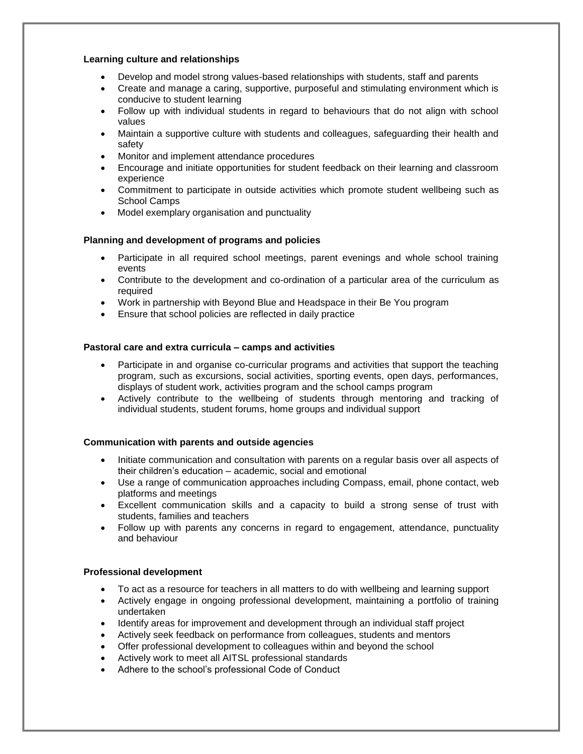**Learning culture and relationships**

- Develop and model strong values-based relationships with students, staff and parents
- Create and manage a caring, supportive, purposeful and stimulating environment which is conducive to student learning
- Follow up with individual students in regard to behaviours that do not align with school values
- Maintain a supportive culture with students and colleagues, safeguarding their health and safety
- Monitor and implement attendance procedures
- Encourage and initiate opportunities for student feedback on their learning and classroom experience
- Commitment to participate in outside activities which promote student wellbeing such as School Camps
- Model exemplary organisation and punctuality

**Planning and development of programs and policies**

- Participate in all required school meetings, parent evenings and whole school training events
- Contribute to the development and co-ordination of a particular area of the curriculum as required
- Work in partnership with Beyond Blue and Headspace in their Be You program
- Ensure that school policies are reflected in daily practice

**Pastoral care and extra curricula – camps and activities**

- Participate in and organise co-curricular programs and activities that support the teaching program, such as excursions, social activities, sporting events, open days, performances, displays of student work, activities program and the school camps program
- Actively contribute to the wellbeing of students through mentoring and tracking of individual students, student forums, home groups and individual support

**Communication with parents and outside agencies**

- Initiate communication and consultation with parents on a regular basis over all aspects of their children's education – academic, social and emotional
- Use a range of communication approaches including Compass, email, phone contact, web platforms and meetings
- Excellent communication skills and a capacity to build a strong sense of trust with students, families and teachers
- Follow up with parents any concerns in regard to engagement, attendance, punctuality and behaviour

**Professional development**

- To act as a resource for teachers in all matters to do with wellbeing and learning support
- Actively engage in ongoing professional development, maintaining a portfolio of training undertaken
- Identify areas for improvement and development through an individual staff project
- Actively seek feedback on performance from colleagues, students and mentors
- Offer professional development to colleagues within and beyond the school
- Actively work to meet all AITSL professional standards
- Adhere to the school's professional Code of Conduct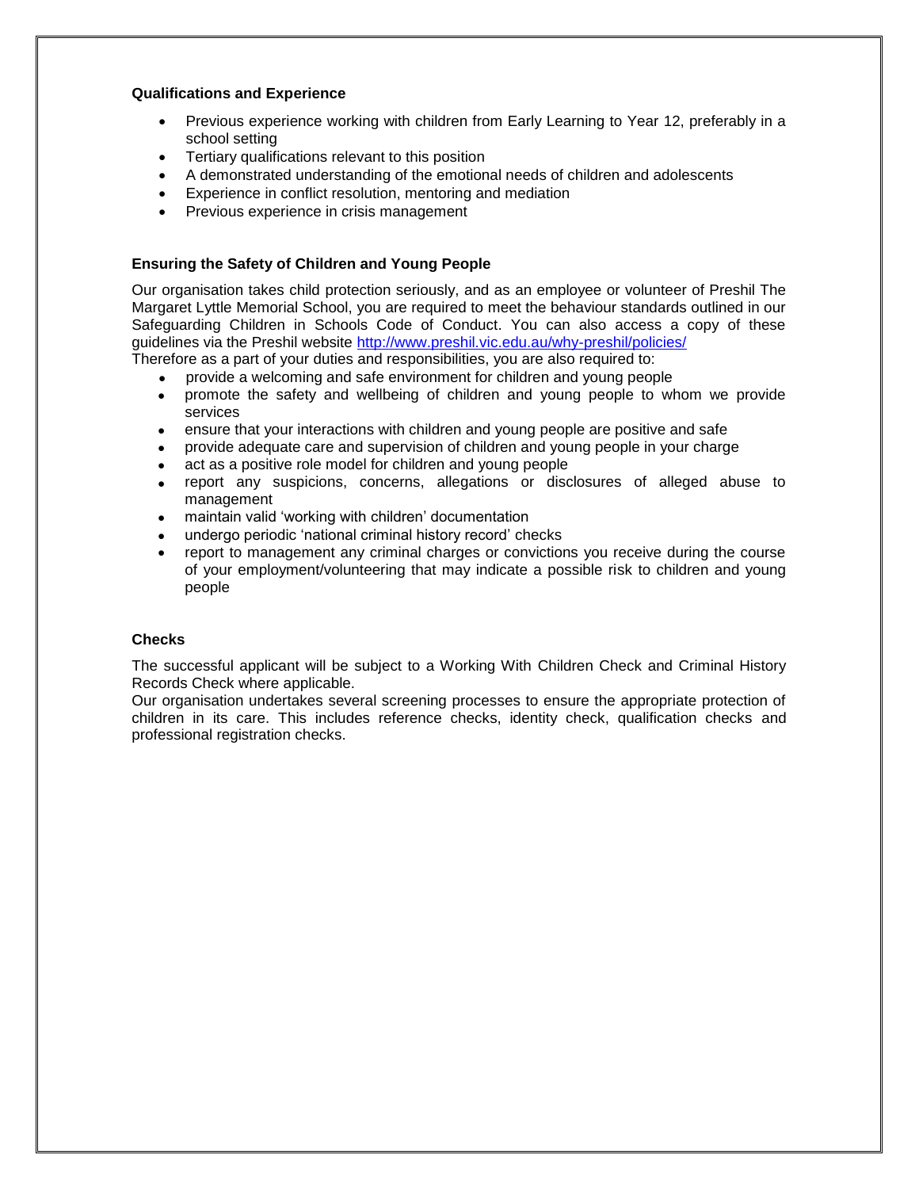### Qualifications and Experience

- Previous experience working with children from Early Learning to Year 12, preferably in a school setting
- Tertiary qualifications relevant to this position
- A demonstrated understanding of the emotional needs of children and adolescents
- Experience in conflict resolution, mentoring and mediation
- Previous experience in crisis management

### Ensuring the Safety of Children and Young People

Our organisation takes child protection seriously, and as an employee or volunteer of Preshil The Margaret Lyttle Memorial School, you are required to meet the behaviour standards outlined in our Safeguarding Children in Schools Code of Conduct. You can also access a copy of these guidelines via the Preshil website http://www.preshil.vic.edu.au/why-preshil/policies/

Therefore as a part of your duties and responsibilities, you are also required to:

- provide a welcoming and safe environment for children and young people
- promote the safety and wellbeing of children and young people to whom we provide services
- ensure that your interactions with children and young people are positive and safe
- provide adequate care and supervision of children and young people in your charge
- act as a positive role model for children and young people
- report any suspicions, concerns, allegations or disclosures of alleged abuse to management
- maintain valid 'working with children' documentation
- undergo periodic 'national criminal history record' checks
- report to management any criminal charges or convictions you receive during the course of your employment/volunteering that may indicate a possible risk to children and young people

### Checks

The successful applicant will be subject to a Working With Children Check and Criminal History Records Check where applicable.

Our organisation undertakes several screening processes to ensure the appropriate protection of children in its care. This includes reference checks, identity check, qualification checks and professional registration checks.